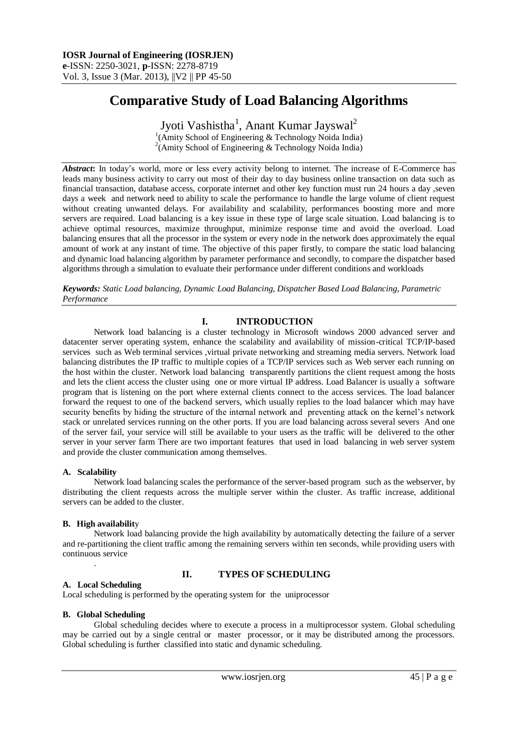# Comparative Study of Load Balancing Algorithms

Jyoti Vashistha[1], Anant Kumar Jayswal[2]

[1](Amity School of Engineering & Technology Noida India)
[2](Amity School of Engineering & Technology Noida India)

***Abstract*:** In today's world, more or less every activity belong to internet. The increase of E-Commerce has leads many business activity to carry out most of their day to day business online transaction on data such as financial transaction, database access, corporate internet and other key function must run 24 hours a day ,seven days a week and network need to ability to scale the performance to handle the large volume of client request without creating unwanted delays. For availability and scalability, performances boosting more and more servers are required. Load balancing is a key issue in these type of large scale situation. Load balancing is to achieve optimal resources, maximize throughput, minimize response time and avoid the overload. Load balancing ensures that all the processor in the system or every node in the network does approximately the equal amount of work at any instant of time. The objective of this paper firstly, to compare the static load balancing and dynamic load balancing algorithm by parameter performance and secondly, to compare the dispatcher based algorithms through a simulation to evaluate their performance under different conditions and workloads

***Keywords:*** *Static Load balancing, Dynamic Load Balancing, Dispatcher Based Load Balancing, Parametric Performance*

## I. INTRODUCTION

Network load balancing is a cluster technology in Microsoft windows 2000 advanced server and datacenter server operating system, enhance the scalability and availability of mission-critical TCP/IP-based services such as Web terminal services ,virtual private networking and streaming media servers. Network load balancing distributes the IP traffic to multiple copies of a TCP/IP services such as Web server each running on the host within the cluster. Network load balancing transparently partitions the client request among the hosts and lets the client access the cluster using one or more virtual IP address. Load Balancer is usually a software program that is listening on the port where external clients connect to the access services. The load balancer forward the request to one of the backend servers, which usually replies to the load balancer which may have security benefits by hiding the structure of the internal network and preventing attack on the kernel's network stack or unrelated services running on the other ports. If you are load balancing across several severs And one of the server fail, your service will still be available to your users as the traffic will be delivered to the other server in your server farm There are two important features that used in load balancing in web server system and provide the cluster communication among themselves.

### A. Scalability

Network load balancing scales the performance of the server-based program such as the webserver, by distributing the client requests across the multiple server within the cluster. As traffic increase, additional servers can be added to the cluster.

### B. High availability

Network load balancing provide the high availability by automatically detecting the failure of a server and re-partitioning the client traffic among the remaining servers within ten seconds, while providing users with continuous service

.

## II. TYPES OF SCHEDULING

### A. Local Scheduling

Local scheduling is performed by the operating system for the uniprocessor

### B. Global Scheduling

Global scheduling decides where to execute a process in a multiprocessor system. Global scheduling may be carried out by a single central or master processor, or it may be distributed among the processors. Global scheduling is further classified into static and dynamic scheduling.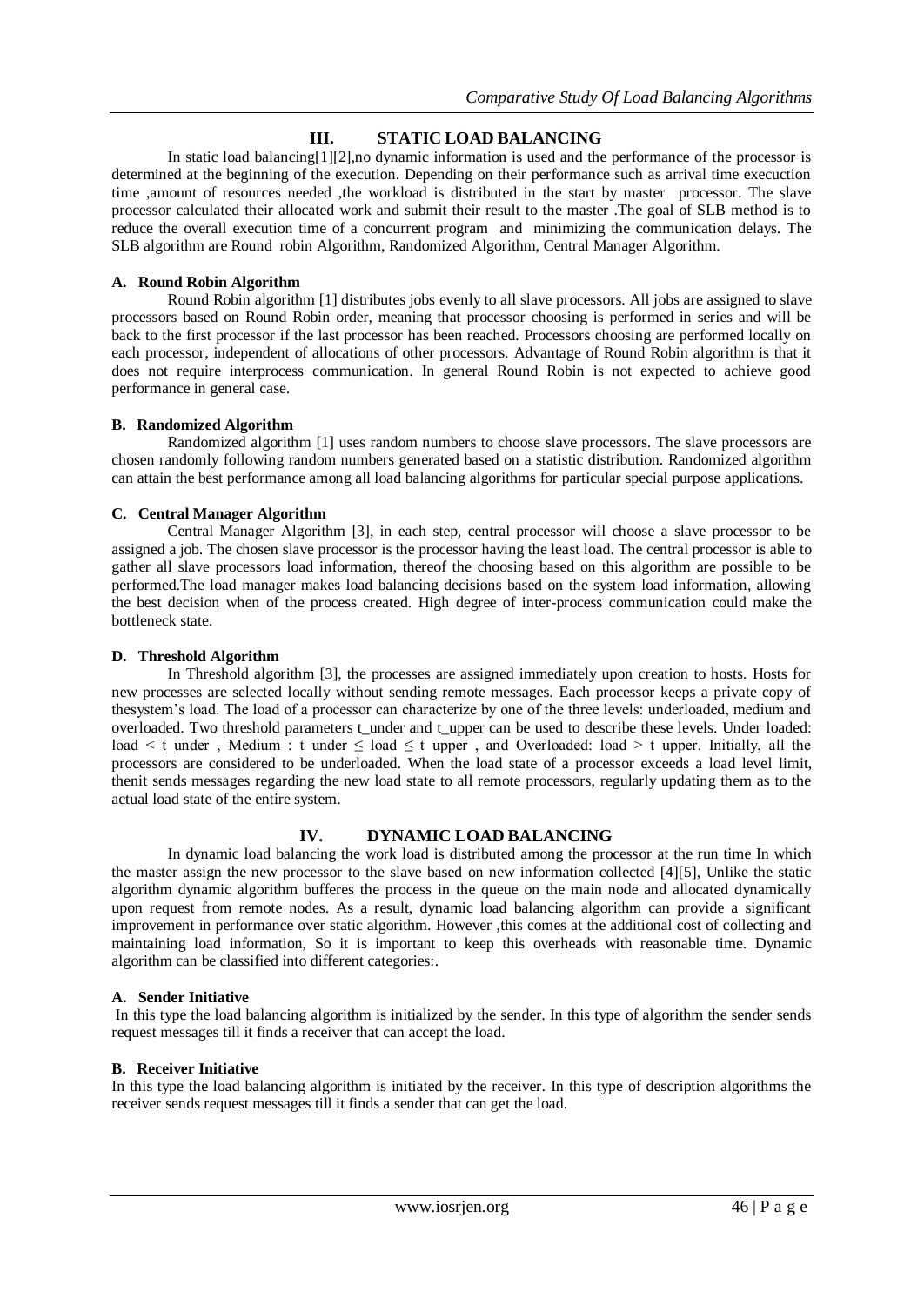## III. STATIC LOAD BALANCING

In static load balancing[1][2],no dynamic information is used and the performance of the processor is determined at the beginning of the execution. Depending on their performance such as arrival time execuction time ,amount of resources needed ,the workload is distributed in the start by master processor. The slave processor calculated their allocated work and submit their result to the master .The goal of SLB method is to reduce the overall execution time of a concurrent program and minimizing the communication delays. The SLB algorithm are Round robin Algorithm, Randomized Algorithm, Central Manager Algorithm.

### A. Round Robin Algorithm

Round Robin algorithm [1] distributes jobs evenly to all slave processors. All jobs are assigned to slave processors based on Round Robin order, meaning that processor choosing is performed in series and will be back to the first processor if the last processor has been reached. Processors choosing are performed locally on each processor, independent of allocations of other processors. Advantage of Round Robin algorithm is that it does not require interprocess communication. In general Round Robin is not expected to achieve good performance in general case.

### B. Randomized Algorithm

Randomized algorithm [1] uses random numbers to choose slave processors. The slave processors are chosen randomly following random numbers generated based on a statistic distribution. Randomized algorithm can attain the best performance among all load balancing algorithms for particular special purpose applications.

### C. Central Manager Algorithm

Central Manager Algorithm [3], in each step, central processor will choose a slave processor to be assigned a job. The chosen slave processor is the processor having the least load. The central processor is able to gather all slave processors load information, thereof the choosing based on this algorithm are possible to be performed.The load manager makes load balancing decisions based on the system load information, allowing the best decision when of the process created. High degree of inter-process communication could make the bottleneck state.

### D. Threshold Algorithm

In Threshold algorithm [3], the processes are assigned immediately upon creation to hosts. Hosts for new processes are selected locally without sending remote messages. Each processor keeps a private copy of thesystem's load. The load of a processor can characterize by one of the three levels: underloaded, medium and overloaded. Two threshold parameters t_under and t_upper can be used to describe these levels. Under loaded: load $<$ t_under , Medium : t_under $\leq$ load $\leq$ t_upper , and Overloaded: load $>$ t_upper. Initially, all the processors are considered to be underloaded. When the load state of a processor exceeds a load level limit, thenit sends messages regarding the new load state to all remote processors, regularly updating them as to the actual load state of the entire system.

## IV. DYNAMIC LOAD BALANCING

In dynamic load balancing the work load is distributed among the processor at the run time In which the master assign the new processor to the slave based on new information collected [4][5], Unlike the static algorithm dynamic algorithm bufferes the process in the queue on the main node and allocated dynamically upon request from remote nodes. As a result, dynamic load balancing algorithm can provide a significant improvement in performance over static algorithm. However ,this comes at the additional cost of collecting and maintaining load information, So it is important to keep this overheads with reasonable time. Dynamic algorithm can be classified into different categories:.

### A. Sender Initiative

In this type the load balancing algorithm is initialized by the sender. In this type of algorithm the sender sends request messages till it finds a receiver that can accept the load.

### B. Receiver Initiative

In this type the load balancing algorithm is initiated by the receiver. In this type of description algorithms the receiver sends request messages till it finds a sender that can get the load.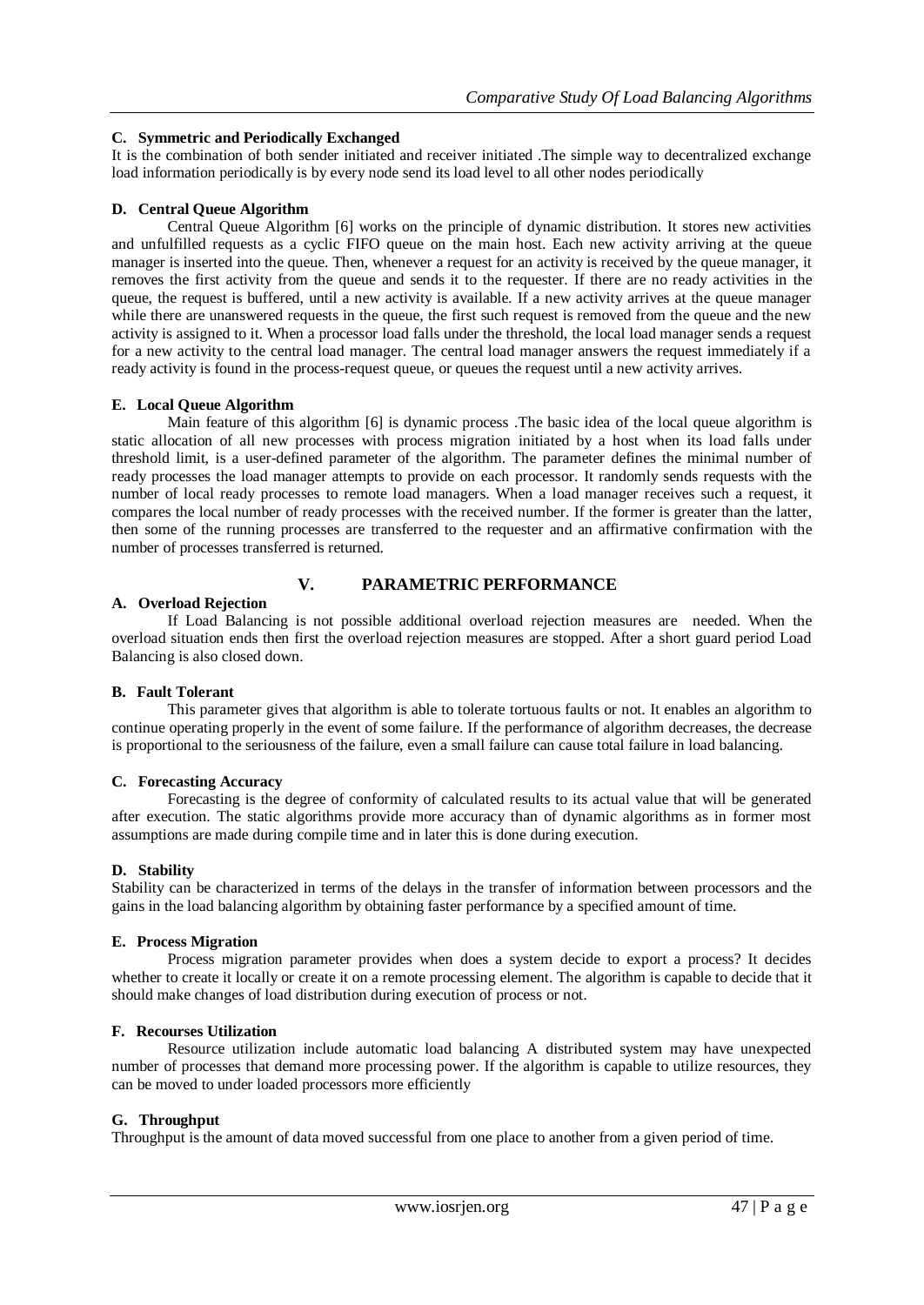### C. Symmetric and Periodically Exchanged

It is the combination of both sender initiated and receiver initiated .The simple way to decentralized exchange load information periodically is by every node send its load level to all other nodes periodically

### D. Central Queue Algorithm

Central Queue Algorithm [6] works on the principle of dynamic distribution. It stores new activities and unfulfilled requests as a cyclic FIFO queue on the main host. Each new activity arriving at the queue manager is inserted into the queue. Then, whenever a request for an activity is received by the queue manager, it removes the first activity from the queue and sends it to the requester. If there are no ready activities in the queue, the request is buffered, until a new activity is available. If a new activity arrives at the queue manager while there are unanswered requests in the queue, the first such request is removed from the queue and the new activity is assigned to it. When a processor load falls under the threshold, the local load manager sends a request for a new activity to the central load manager. The central load manager answers the request immediately if a ready activity is found in the process-request queue, or queues the request until a new activity arrives.

### E. Local Queue Algorithm

Main feature of this algorithm [6] is dynamic process .The basic idea of the local queue algorithm is static allocation of all new processes with process migration initiated by a host when its load falls under threshold limit, is a user-defined parameter of the algorithm. The parameter defines the minimal number of ready processes the load manager attempts to provide on each processor. It randomly sends requests with the number of local ready processes to remote load managers. When a load manager receives such a request, it compares the local number of ready processes with the received number. If the former is greater than the latter, then some of the running processes are transferred to the requester and an affirmative confirmation with the number of processes transferred is returned.

## V. PARAMETRIC PERFORMANCE

### A. Overload Rejection

If Load Balancing is not possible additional overload rejection measures are needed. When the overload situation ends then first the overload rejection measures are stopped. After a short guard period Load Balancing is also closed down.

### B. Fault Tolerant

This parameter gives that algorithm is able to tolerate tortuous faults or not. It enables an algorithm to continue operating properly in the event of some failure. If the performance of algorithm decreases, the decrease is proportional to the seriousness of the failure, even a small failure can cause total failure in load balancing.

### C. Forecasting Accuracy

Forecasting is the degree of conformity of calculated results to its actual value that will be generated after execution. The static algorithms provide more accuracy than of dynamic algorithms as in former most assumptions are made during compile time and in later this is done during execution.

### D. Stability

Stability can be characterized in terms of the delays in the transfer of information between processors and the gains in the load balancing algorithm by obtaining faster performance by a specified amount of time.

### E. Process Migration

Process migration parameter provides when does a system decide to export a process? It decides whether to create it locally or create it on a remote processing element. The algorithm is capable to decide that it should make changes of load distribution during execution of process or not.

### F. Recourses Utilization

Resource utilization include automatic load balancing A distributed system may have unexpected number of processes that demand more processing power. If the algorithm is capable to utilize resources, they can be moved to under loaded processors more efficiently

### G. Throughput

Throughput is the amount of data moved successful from one place to another from a given period of time.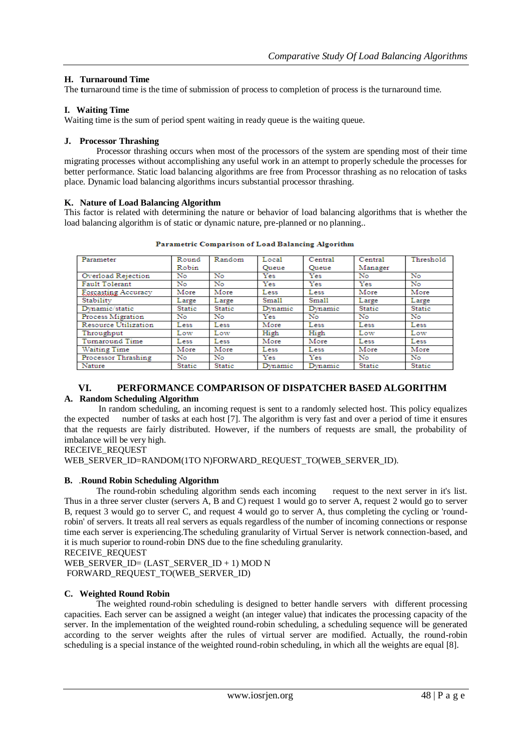### H. Turnaround Time

The turnaround time is the time of submission of process to completion of process is the turnaround time.

### I. Waiting Time

Waiting time is the sum of period spent waiting in ready queue is the waiting queue.

### J. Processor Thrashing

Processor thrashing occurs when most of the processors of the system are spending most of their time migrating processes without accomplishing any useful work in an attempt to properly schedule the processes for better performance. Static load balancing algorithms are free from Processor thrashing as no relocation of tasks place. Dynamic load balancing algorithms incurs substantial processor thrashing.

### K. Nature of Load Balancing Algorithm

This factor is related with determining the nature or behavior of load balancing algorithms that is whether the load balancing algorithm is of static or dynamic nature, pre-planned or no planning..

**Parametric Comparison of Load Balancing Algorithm**

| Parameter | Round Robin | Random | Local Queue | Central Queue | Central Manager | Threshold |
|---|---|---|---|---|---|---|
| Overload Rejection | No | No | Yes | Yes | No | No |
| Fault Tolerant | No | No | Yes | Yes | Yes | No |
| Forcasting Accuracy | More | More | Less | Less | More | More |
| Stability | Large | Large | Small | Small | Large | Large |
| Dynamic/static | Static | Static | Dynamic | Dynamic | Static | Static |
| Process Migration | No | No | Yes | No | No | No |
| Resource Utilization | Less | Less | More | Less | Less | Less |
| Throughput | Low | Low | High | High | Low | Low |
| Turnaround Time | Less | Less | More | More | Less | Less |
| Waiting Time | More | More | Less | Less | More | More |
| Processor Thrashing | No | No | Yes | Yes | No | No |
| Nature | Static | Static | Dynamic | Dynamic | Static | Static |

## VI. PERFORMANCE COMPARISON OF DISPATCHER BASED ALGORITHM

### A. Random Scheduling Algorithm

In random scheduling, an incoming request is sent to a randomly selected host. This policy equalizes the expected number of tasks at each host [7]. The algorithm is very fast and over a period of time it ensures that the requests are fairly distributed. However, if the numbers of requests are small, the probability of imbalance will be very high.

RECEIVE_REQUEST
WEB_SERVER_ID=RANDOM(1TO N)FORWARD_REQUEST_TO(WEB_SERVER_ID).

### B. .Round Robin Scheduling Algorithm

The round-robin scheduling algorithm sends each incoming request to the next server in it's list. Thus in a three server cluster (servers A, B and C) request 1 would go to server A, request 2 would go to server B, request 3 would go to server C, and request 4 would go to server A, thus completing the cycling or 'round-robin' of servers. It treats all real servers as equals regardless of the number of incoming connections or response time each server is experiencing.The scheduling granularity of Virtual Server is network connection-based, and it is much superior to round-robin DNS due to the fine scheduling granularity.

RECEIVE_REQUEST
WEB_SERVER_ID= (LAST_SERVER_ID + 1) MOD N
FORWARD_REQUEST_TO(WEB_SERVER_ID)

### C. Weighted Round Robin

The weighted round-robin scheduling is designed to better handle servers with different processing capacities. Each server can be assigned a weight (an integer value) that indicates the processing capacity of the server. In the implementation of the weighted round-robin scheduling, a scheduling sequence will be generated according to the server weights after the rules of virtual server are modified. Actually, the round-robin scheduling is a special instance of the weighted round-robin scheduling, in which all the weights are equal [8].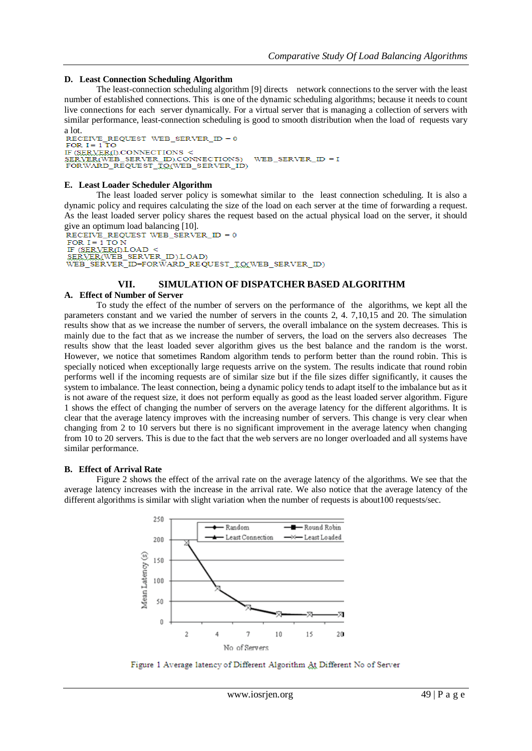### D. Least Connection Scheduling Algorithm

The least-connection scheduling algorithm [9] directs network connections to the server with the least number of established connections. This is one of the dynamic scheduling algorithms; because it needs to count live connections for each server dynamically. For a virtual server that is managing a collection of servers with similar performance, least-connection scheduling is good to smooth distribution when the load of requests vary a lot.

```
RECEIVE_REQUEST WEB_SERVER_ID = 0
FOR I = 1 TO
IF (SERVER(I).CONNECTIONS <
SERVER(WEB_SERVER_ID).CONNECTIONS)   WEB_SERVER_ID = I
FORWARD_REQUEST_TO(WEB_SERVER_ID)
```

### E. Least Loader Scheduler Algorithm

The least loaded server policy is somewhat similar to the least connection scheduling. It is also a dynamic policy and requires calculating the size of the load on each server at the time of forwarding a request. As the least loaded server policy shares the request based on the actual physical load on the server, it should give an optimum load balancing [10].

```
RECEIVE_REQUEST WEB_SERVER_ID = 0
FOR I = 1 TO N
IF (SERVER(I).LOAD <
SERVER(WEB_SERVER_ID).LOAD)
WEB_SERVER_ID=FORWARD_REQUEST_TO(WEB_SERVER_ID)
```

## VII. SIMULATION OF DISPATCHER BASED ALGORITHM

### A. Effect of Number of Server

To study the effect of the number of servers on the performance of the algorithms, we kept all the parameters constant and we varied the number of servers in the counts 2, 4. 7,10,15 and 20. The simulation results show that as we increase the number of servers, the overall imbalance on the system decreases. This is mainly due to the fact that as we increase the number of servers, the load on the servers also decreases The results show that the least loaded sever algorithm gives us the best balance and the random is the worst. However, we notice that sometimes Random algorithm tends to perform better than the round robin. This is specially noticed when exceptionally large requests arrive on the system. The results indicate that round robin performs well if the incoming requests are of similar size but if the file sizes differ significantly, it causes the system to imbalance. The least connection, being a dynamic policy tends to adapt itself to the imbalance but as it is not aware of the request size, it does not perform equally as good as the least loaded server algorithm. Figure 1 shows the effect of changing the number of servers on the average latency for the different algorithms. It is clear that the average latency improves with the increasing number of servers. This change is very clear when changing from 2 to 10 servers but there is no significant improvement in the average latency when changing from 10 to 20 servers. This is due to the fact that the web servers are no longer overloaded and all systems have similar performance.

### B. Effect of Arrival Rate

Figure 2 shows the effect of the arrival rate on the average latency of the algorithms. We see that the average latency increases with the increase in the arrival rate. We also notice that the average latency of the different algorithms is similar with slight variation when the number of requests is about100 requests/sec.

Figure 1 Average latency of Different Algorithm At Different No of Server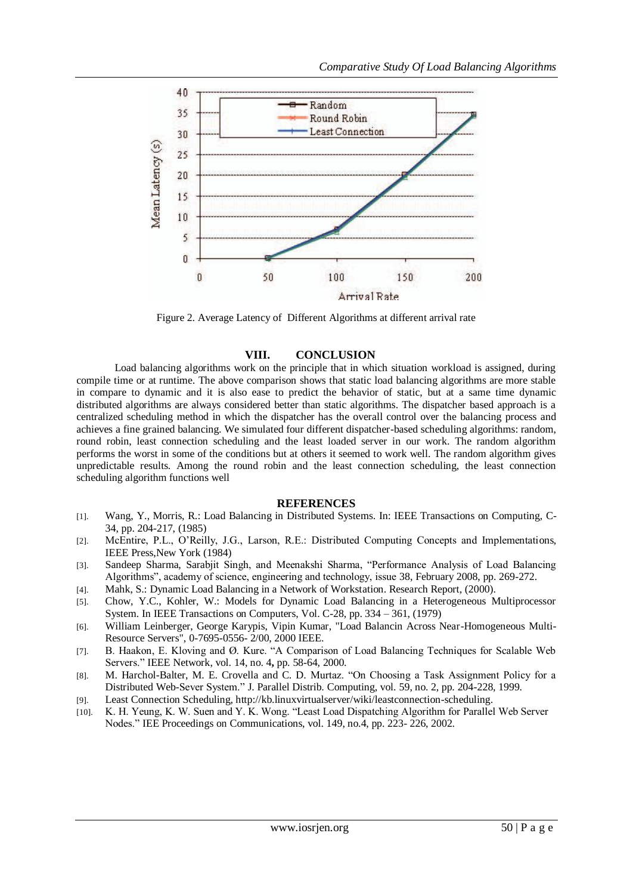40
35
30
25
20
15
10
5
0

Mean Latency (s)

0 50 100 150 200

Arrival Rate

Random
Round Robin
Least Connection

Figure 2. Average Latency of Different Algorithms at different arrival rate

## VIII. CONCLUSION

Load balancing algorithms work on the principle that in which situation workload is assigned, during compile time or at runtime. The above comparison shows that static load balancing algorithms are more stable in compare to dynamic and it is also ease to predict the behavior of static, but at a same time dynamic distributed algorithms are always considered better than static algorithms. The dispatcher based approach is a centralized scheduling method in which the dispatcher has the overall control over the balancing process and achieves a fine grained balancing. We simulated four different dispatcher-based scheduling algorithms: random, round robin, least connection scheduling and the least loaded server in our work. The random algorithm performs the worst in some of the conditions but at others it seemed to work well. The random algorithm gives unpredictable results. Among the round robin and the least connection scheduling, the least connection scheduling algorithm functions well

## REFERENCES

[1]. Wang, Y., Morris, R.: Load Balancing in Distributed Systems. In: IEEE Transactions on Computing, C-34, pp. 204-217, (1985)

[2]. McEntire, P.L., O'Reilly, J.G., Larson, R.E.: Distributed Computing Concepts and Implementations, IEEE Press,New York (1984)

[3]. Sandeep Sharma, Sarabjit Singh, and Meenakshi Sharma, "Performance Analysis of Load Balancing Algorithms", academy of science, engineering and technology, issue 38, February 2008, pp. 269-272.

[4]. Mahk, S.: Dynamic Load Balancing in a Network of Workstation. Research Report, (2000).

[5]. Chow, Y.C., Kohler, W.: Models for Dynamic Load Balancing in a Heterogeneous Multiprocessor System. In IEEE Transactions on Computers, Vol. C-28, pp. 334 – 361, (1979)

[6]. William Leinberger, George Karypis, Vipin Kumar, "Load Balancin Across Near-Homogeneous Multi-Resource Servers", 0-7695-0556- 2/00, 2000 IEEE.

[7]. B. Haakon, E. Kloving and Ø. Kure. "A Comparison of Load Balancing Techniques for Scalable Web Servers." IEEE Network, vol. 14, no. 4**,** pp. 58-64, 2000.

[8]. M. Harchol-Balter, M. E. Crovella and C. D. Murtaz. "On Choosing a Task Assignment Policy for a Distributed Web-Sever System." J. Parallel Distrib. Computing, vol. 59, no. 2, pp. 204-228, 1999.

[9]. Least Connection Scheduling, http://kb.linuxvirtualserver/wiki/leastconnection-scheduling.

[10]. K. H. Yeung, K. W. Suen and Y. K. Wong. "Least Load Dispatching Algorithm for Parallel Web Server Nodes." IEE Proceedings on Communications, vol. 149, no.4, pp. 223- 226, 2002.